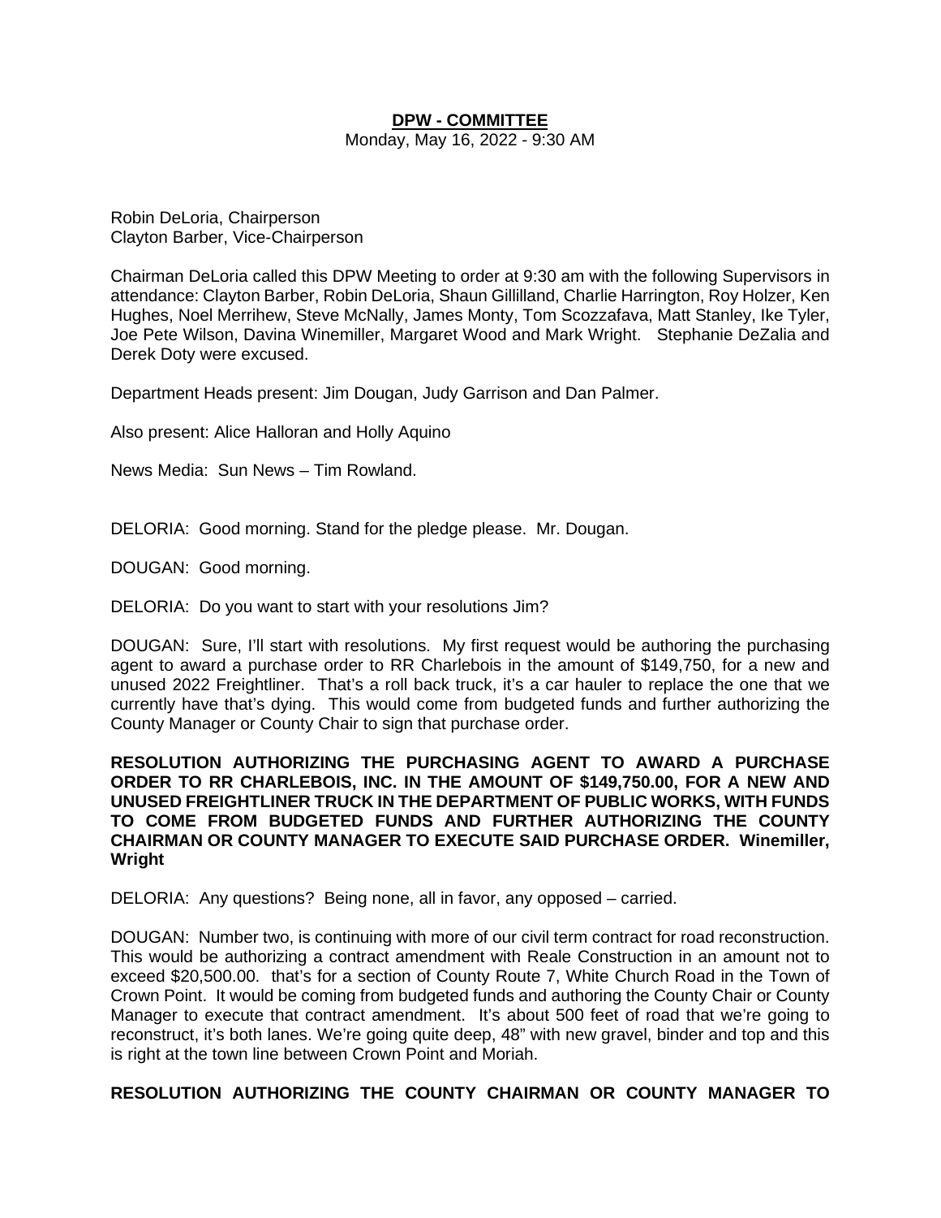# DPW - COMMITTEE

Monday, May 16, 2022 - 9:30 AM

Robin DeLoria, Chairperson
Clayton Barber, Vice-Chairperson

Chairman DeLoria called this DPW Meeting to order at 9:30 am with the following Supervisors in attendance: Clayton Barber, Robin DeLoria, Shaun Gillilland, Charlie Harrington, Roy Holzer, Ken Hughes, Noel Merrihew, Steve McNally, James Monty, Tom Scozzafava, Matt Stanley, Ike Tyler, Joe Pete Wilson, Davina Winemiller, Margaret Wood and Mark Wright. Stephanie DeZalia and Derek Doty were excused.

Department Heads present: Jim Dougan, Judy Garrison and Dan Palmer.

Also present: Alice Halloran and Holly Aquino

News Media: Sun News – Tim Rowland.

DELORIA: Good morning. Stand for the pledge please. Mr. Dougan.

DOUGAN: Good morning.

DELORIA: Do you want to start with your resolutions Jim?

DOUGAN: Sure, I'll start with resolutions. My first request would be authoring the purchasing agent to award a purchase order to RR Charlebois in the amount of $149,750, for a new and unused 2022 Freightliner. That's a roll back truck, it's a car hauler to replace the one that we currently have that's dying. This would come from budgeted funds and further authorizing the County Manager or County Chair to sign that purchase order.

**RESOLUTION AUTHORIZING THE PURCHASING AGENT TO AWARD A PURCHASE ORDER TO RR CHARLEBOIS, INC. IN THE AMOUNT OF $149,750.00, FOR A NEW AND UNUSED FREIGHTLINER TRUCK IN THE DEPARTMENT OF PUBLIC WORKS, WITH FUNDS TO COME FROM BUDGETED FUNDS AND FURTHER AUTHORIZING THE COUNTY CHAIRMAN OR COUNTY MANAGER TO EXECUTE SAID PURCHASE ORDER. Winemiller, Wright**

DELORIA: Any questions? Being none, all in favor, any opposed – carried.

DOUGAN: Number two, is continuing with more of our civil term contract for road reconstruction. This would be authorizing a contract amendment with Reale Construction in an amount not to exceed $20,500.00. that's for a section of County Route 7, White Church Road in the Town of Crown Point. It would be coming from budgeted funds and authoring the County Chair or County Manager to execute that contract amendment. It's about 500 feet of road that we're going to reconstruct, it's both lanes. We're going quite deep, 48" with new gravel, binder and top and this is right at the town line between Crown Point and Moriah.

**RESOLUTION AUTHORIZING THE COUNTY CHAIRMAN OR COUNTY MANAGER TO**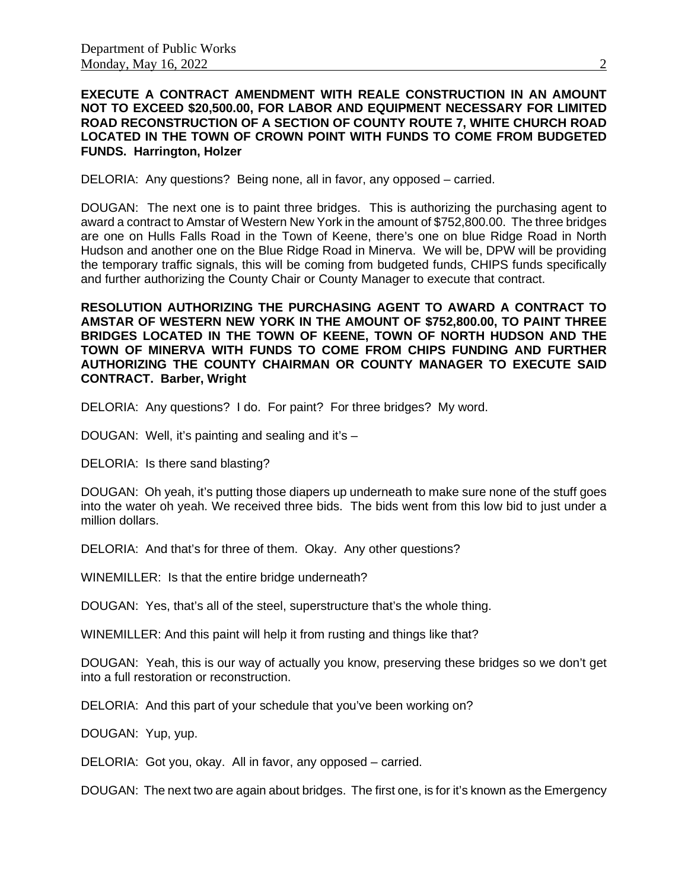**EXECUTE A CONTRACT AMENDMENT WITH REALE CONSTRUCTION IN AN AMOUNT NOT TO EXCEED $20,500.00, FOR LABOR AND EQUIPMENT NECESSARY FOR LIMITED ROAD RECONSTRUCTION OF A SECTION OF COUNTY ROUTE 7, WHITE CHURCH ROAD LOCATED IN THE TOWN OF CROWN POINT WITH FUNDS TO COME FROM BUDGETED FUNDS. Harrington, Holzer**

DELORIA: Any questions? Being none, all in favor, any opposed – carried.

DOUGAN: The next one is to paint three bridges. This is authorizing the purchasing agent to award a contract to Amstar of Western New York in the amount of $752,800.00. The three bridges are one on Hulls Falls Road in the Town of Keene, there's one on blue Ridge Road in North Hudson and another one on the Blue Ridge Road in Minerva. We will be, DPW will be providing the temporary traffic signals, this will be coming from budgeted funds, CHIPS funds specifically and further authorizing the County Chair or County Manager to execute that contract.

**RESOLUTION AUTHORIZING THE PURCHASING AGENT TO AWARD A CONTRACT TO AMSTAR OF WESTERN NEW YORK IN THE AMOUNT OF $752,800.00, TO PAINT THREE BRIDGES LOCATED IN THE TOWN OF KEENE, TOWN OF NORTH HUDSON AND THE TOWN OF MINERVA WITH FUNDS TO COME FROM CHIPS FUNDING AND FURTHER AUTHORIZING THE COUNTY CHAIRMAN OR COUNTY MANAGER TO EXECUTE SAID CONTRACT. Barber, Wright**

DELORIA: Any questions? I do. For paint? For three bridges? My word.

DOUGAN: Well, it's painting and sealing and it's –

DELORIA: Is there sand blasting?

DOUGAN: Oh yeah, it's putting those diapers up underneath to make sure none of the stuff goes into the water oh yeah. We received three bids. The bids went from this low bid to just under a million dollars.

DELORIA: And that's for three of them. Okay. Any other questions?

WINEMILLER: Is that the entire bridge underneath?

DOUGAN: Yes, that's all of the steel, superstructure that's the whole thing.

WINEMILLER: And this paint will help it from rusting and things like that?

DOUGAN: Yeah, this is our way of actually you know, preserving these bridges so we don't get into a full restoration or reconstruction.

DELORIA: And this part of your schedule that you've been working on?

DOUGAN: Yup, yup.

DELORIA: Got you, okay. All in favor, any opposed – carried.

DOUGAN: The next two are again about bridges. The first one, is for it's known as the Emergency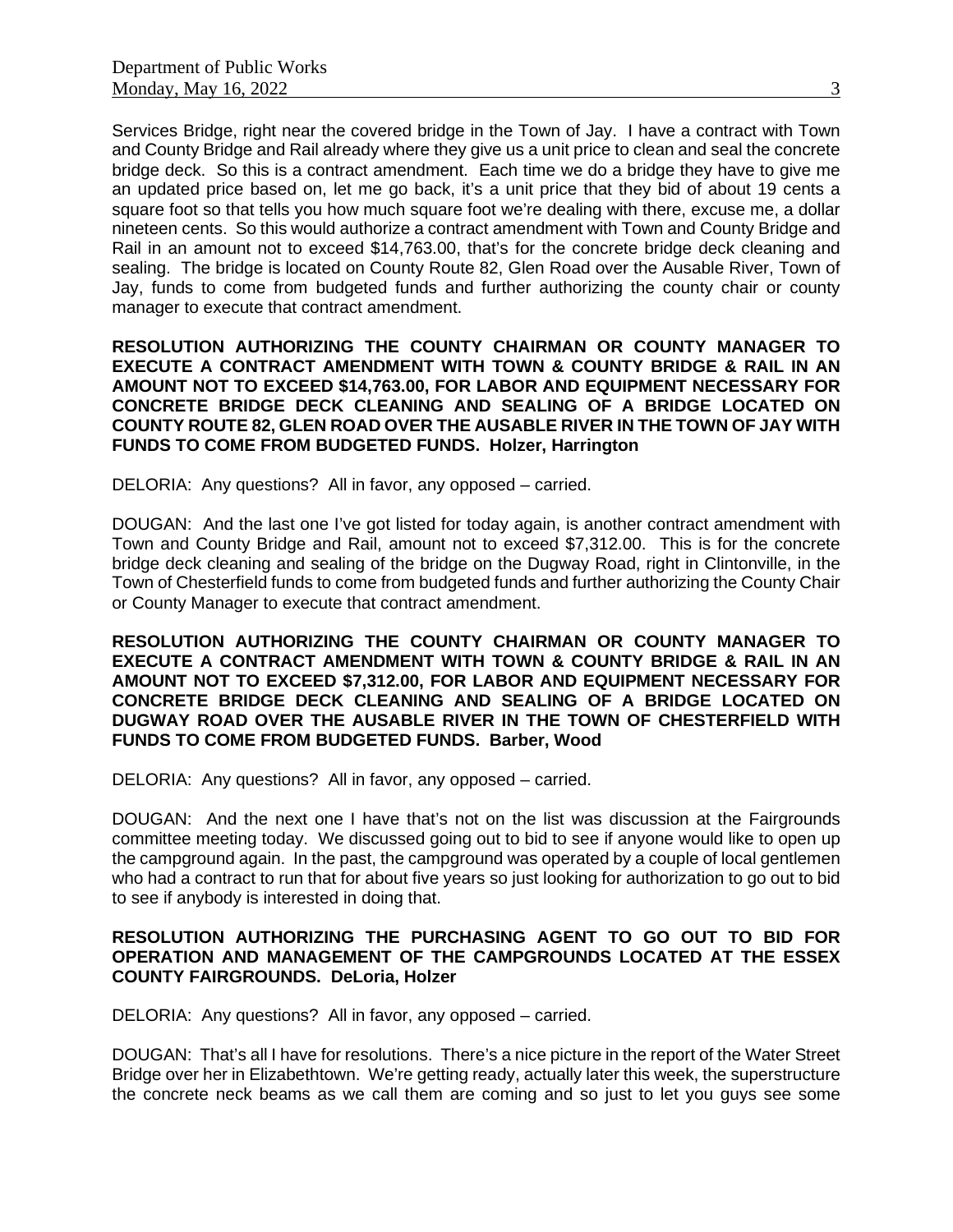Services Bridge, right near the covered bridge in the Town of Jay. I have a contract with Town and County Bridge and Rail already where they give us a unit price to clean and seal the concrete bridge deck. So this is a contract amendment. Each time we do a bridge they have to give me an updated price based on, let me go back, it's a unit price that they bid of about 19 cents a square foot so that tells you how much square foot we're dealing with there, excuse me, a dollar nineteen cents. So this would authorize a contract amendment with Town and County Bridge and Rail in an amount not to exceed $14,763.00, that's for the concrete bridge deck cleaning and sealing. The bridge is located on County Route 82, Glen Road over the Ausable River, Town of Jay, funds to come from budgeted funds and further authorizing the county chair or county manager to execute that contract amendment.

**RESOLUTION AUTHORIZING THE COUNTY CHAIRMAN OR COUNTY MANAGER TO EXECUTE A CONTRACT AMENDMENT WITH TOWN & COUNTY BRIDGE & RAIL IN AN AMOUNT NOT TO EXCEED $14,763.00, FOR LABOR AND EQUIPMENT NECESSARY FOR CONCRETE BRIDGE DECK CLEANING AND SEALING OF A BRIDGE LOCATED ON COUNTY ROUTE 82, GLEN ROAD OVER THE AUSABLE RIVER IN THE TOWN OF JAY WITH FUNDS TO COME FROM BUDGETED FUNDS. Holzer, Harrington**

DELORIA: Any questions? All in favor, any opposed – carried.

DOUGAN: And the last one I've got listed for today again, is another contract amendment with Town and County Bridge and Rail, amount not to exceed $7,312.00. This is for the concrete bridge deck cleaning and sealing of the bridge on the Dugway Road, right in Clintonville, in the Town of Chesterfield funds to come from budgeted funds and further authorizing the County Chair or County Manager to execute that contract amendment.

**RESOLUTION AUTHORIZING THE COUNTY CHAIRMAN OR COUNTY MANAGER TO EXECUTE A CONTRACT AMENDMENT WITH TOWN & COUNTY BRIDGE & RAIL IN AN AMOUNT NOT TO EXCEED $7,312.00, FOR LABOR AND EQUIPMENT NECESSARY FOR CONCRETE BRIDGE DECK CLEANING AND SEALING OF A BRIDGE LOCATED ON DUGWAY ROAD OVER THE AUSABLE RIVER IN THE TOWN OF CHESTERFIELD WITH FUNDS TO COME FROM BUDGETED FUNDS. Barber, Wood**

DELORIA: Any questions? All in favor, any opposed – carried.

DOUGAN: And the next one I have that's not on the list was discussion at the Fairgrounds committee meeting today. We discussed going out to bid to see if anyone would like to open up the campground again. In the past, the campground was operated by a couple of local gentlemen who had a contract to run that for about five years so just looking for authorization to go out to bid to see if anybody is interested in doing that.

**RESOLUTION AUTHORIZING THE PURCHASING AGENT TO GO OUT TO BID FOR OPERATION AND MANAGEMENT OF THE CAMPGROUNDS LOCATED AT THE ESSEX COUNTY FAIRGROUNDS. DeLoria, Holzer**

DELORIA: Any questions? All in favor, any opposed – carried.

DOUGAN: That's all I have for resolutions. There's a nice picture in the report of the Water Street Bridge over her in Elizabethtown. We're getting ready, actually later this week, the superstructure the concrete neck beams as we call them are coming and so just to let you guys see some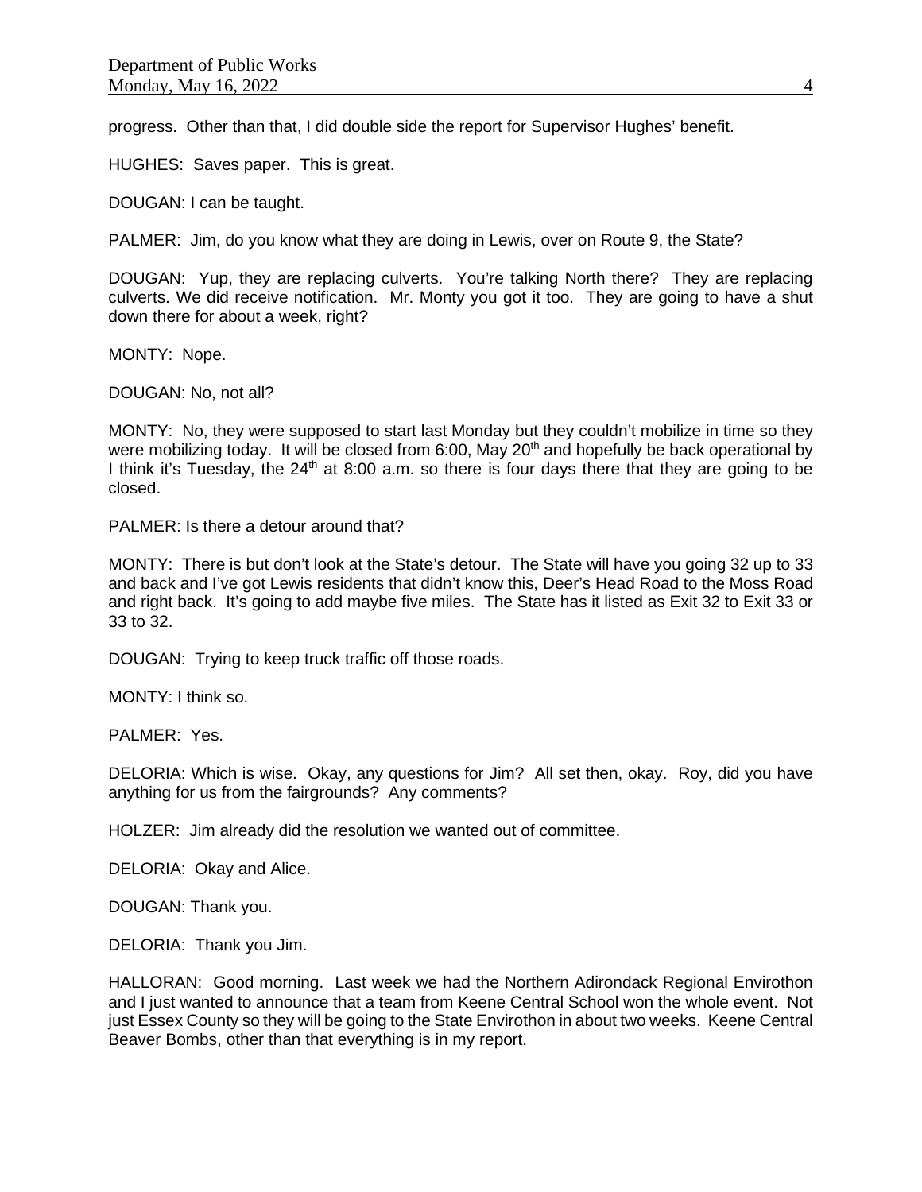progress. Other than that, I did double side the report for Supervisor Hughes' benefit.

HUGHES: Saves paper. This is great.

DOUGAN: I can be taught.

PALMER: Jim, do you know what they are doing in Lewis, over on Route 9, the State?

DOUGAN: Yup, they are replacing culverts. You're talking North there? They are replacing culverts. We did receive notification. Mr. Monty you got it too. They are going to have a shut down there for about a week, right?

MONTY: Nope.

DOUGAN: No, not all?

MONTY: No, they were supposed to start last Monday but they couldn't mobilize in time so they were mobilizing today. It will be closed from 6:00, May 20th and hopefully be back operational by I think it's Tuesday, the 24th at 8:00 a.m. so there is four days there that they are going to be closed.

PALMER: Is there a detour around that?

MONTY: There is but don't look at the State's detour. The State will have you going 32 up to 33 and back and I've got Lewis residents that didn't know this, Deer's Head Road to the Moss Road and right back. It's going to add maybe five miles. The State has it listed as Exit 32 to Exit 33 or 33 to 32.

DOUGAN: Trying to keep truck traffic off those roads.

MONTY: I think so.

PALMER: Yes.

DELORIA: Which is wise. Okay, any questions for Jim? All set then, okay. Roy, did you have anything for us from the fairgrounds? Any comments?

HOLZER: Jim already did the resolution we wanted out of committee.

DELORIA: Okay and Alice.

DOUGAN: Thank you.

DELORIA: Thank you Jim.

HALLORAN: Good morning. Last week we had the Northern Adirondack Regional Envirothon and I just wanted to announce that a team from Keene Central School won the whole event. Not just Essex County so they will be going to the State Envirothon in about two weeks. Keene Central Beaver Bombs, other than that everything is in my report.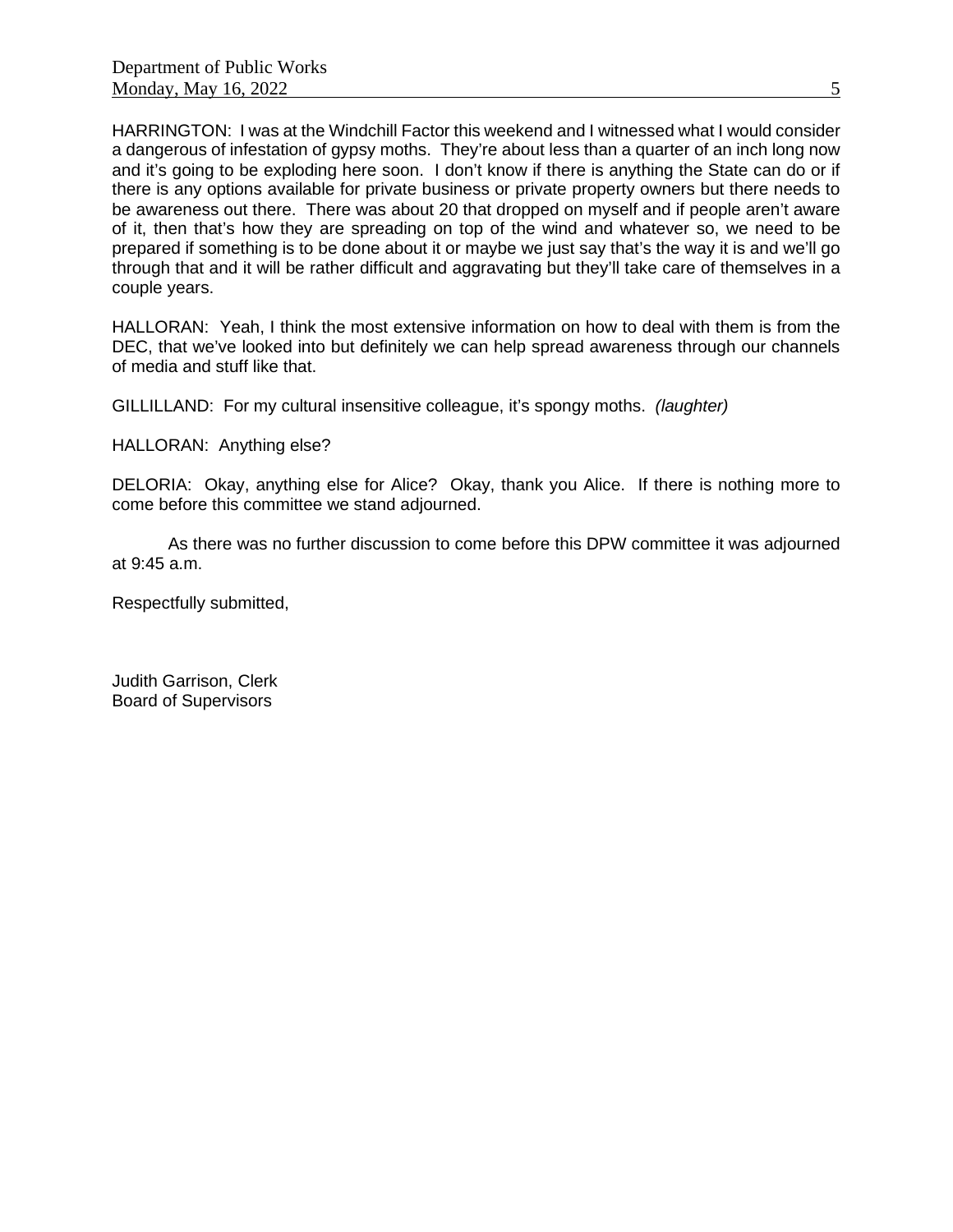HARRINGTON: I was at the Windchill Factor this weekend and I witnessed what I would consider a dangerous of infestation of gypsy moths. They're about less than a quarter of an inch long now and it's going to be exploding here soon. I don't know if there is anything the State can do or if there is any options available for private business or private property owners but there needs to be awareness out there. There was about 20 that dropped on myself and if people aren't aware of it, then that's how they are spreading on top of the wind and whatever so, we need to be prepared if something is to be done about it or maybe we just say that's the way it is and we'll go through that and it will be rather difficult and aggravating but they'll take care of themselves in a couple years.

HALLORAN: Yeah, I think the most extensive information on how to deal with them is from the DEC, that we've looked into but definitely we can help spread awareness through our channels of media and stuff like that.

GILLILLAND: For my cultural insensitive colleague, it's spongy moths. *(laughter)*

HALLORAN: Anything else?

DELORIA: Okay, anything else for Alice? Okay, thank you Alice. If there is nothing more to come before this committee we stand adjourned.

As there was no further discussion to come before this DPW committee it was adjourned at 9:45 a.m.

Respectfully submitted,

Judith Garrison, Clerk
Board of Supervisors